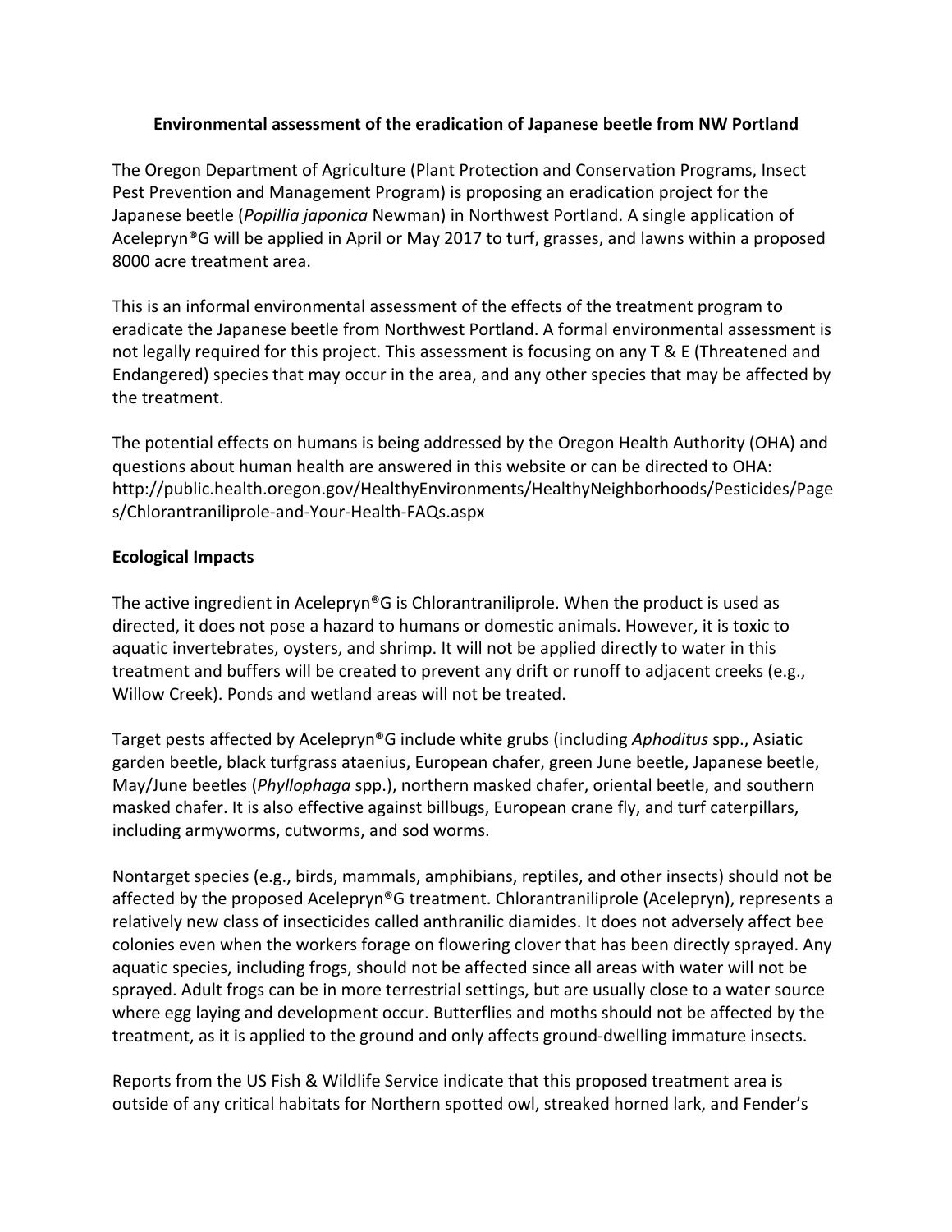# Environmental assessment of the eradication of Japanese beetle from NW Portland

The Oregon Department of Agriculture (Plant Protection and Conservation Programs, Insect Pest Prevention and Management Program) is proposing an eradication project for the Japanese beetle (*Popillia japonica* Newman) in Northwest Portland. A single application of Acelepryn®G will be applied in April or May 2017 to turf, grasses, and lawns within a proposed 8000 acre treatment area.

This is an informal environmental assessment of the effects of the treatment program to eradicate the Japanese beetle from Northwest Portland. A formal environmental assessment is not legally required for this project. This assessment is focusing on any T & E (Threatened and Endangered) species that may occur in the area, and any other species that may be affected by the treatment.

The potential effects on humans is being addressed by the Oregon Health Authority (OHA) and questions about human health are answered in this website or can be directed to OHA: http://public.health.oregon.gov/HealthyEnvironments/HealthyNeighborhoods/Pesticides/Pages/Chlorantraniliprole-and-Your-Health-FAQs.aspx

## Ecological Impacts

The active ingredient in Acelepryn®G is Chlorantraniliprole. When the product is used as directed, it does not pose a hazard to humans or domestic animals. However, it is toxic to aquatic invertebrates, oysters, and shrimp. It will not be applied directly to water in this treatment and buffers will be created to prevent any drift or runoff to adjacent creeks (e.g., Willow Creek). Ponds and wetland areas will not be treated.

Target pests affected by Acelepryn®G include white grubs (including *Aphoditus* spp., Asiatic garden beetle, black turfgrass ataenius, European chafer, green June beetle, Japanese beetle, May/June beetles (*Phyllophaga* spp.), northern masked chafer, oriental beetle, and southern masked chafer. It is also effective against billbugs, European crane fly, and turf caterpillars, including armyworms, cutworms, and sod worms.

Nontarget species (e.g., birds, mammals, amphibians, reptiles, and other insects) should not be affected by the proposed Acelepryn®G treatment. Chlorantraniliprole (Acelepryn), represents a relatively new class of insecticides called anthranilic diamides. It does not adversely affect bee colonies even when the workers forage on flowering clover that has been directly sprayed. Any aquatic species, including frogs, should not be affected since all areas with water will not be sprayed. Adult frogs can be in more terrestrial settings, but are usually close to a water source where egg laying and development occur. Butterflies and moths should not be affected by the treatment, as it is applied to the ground and only affects ground-dwelling immature insects.

Reports from the US Fish & Wildlife Service indicate that this proposed treatment area is outside of any critical habitats for Northern spotted owl, streaked horned lark, and Fender's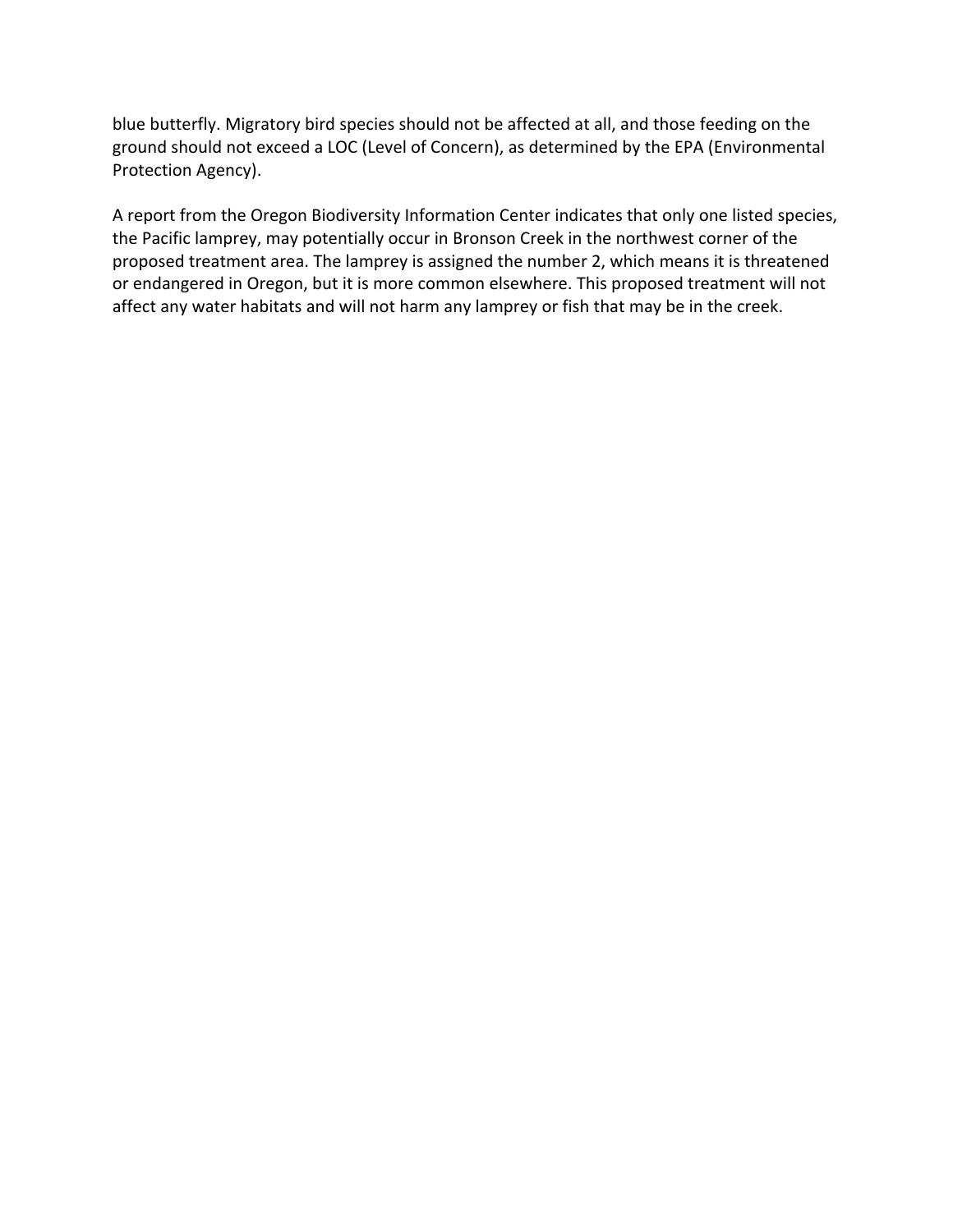blue butterfly. Migratory bird species should not be affected at all, and those feeding on the ground should not exceed a LOC (Level of Concern), as determined by the EPA (Environmental Protection Agency).

A report from the Oregon Biodiversity Information Center indicates that only one listed species, the Pacific lamprey, may potentially occur in Bronson Creek in the northwest corner of the proposed treatment area. The lamprey is assigned the number 2, which means it is threatened or endangered in Oregon, but it is more common elsewhere. This proposed treatment will not affect any water habitats and will not harm any lamprey or fish that may be in the creek.